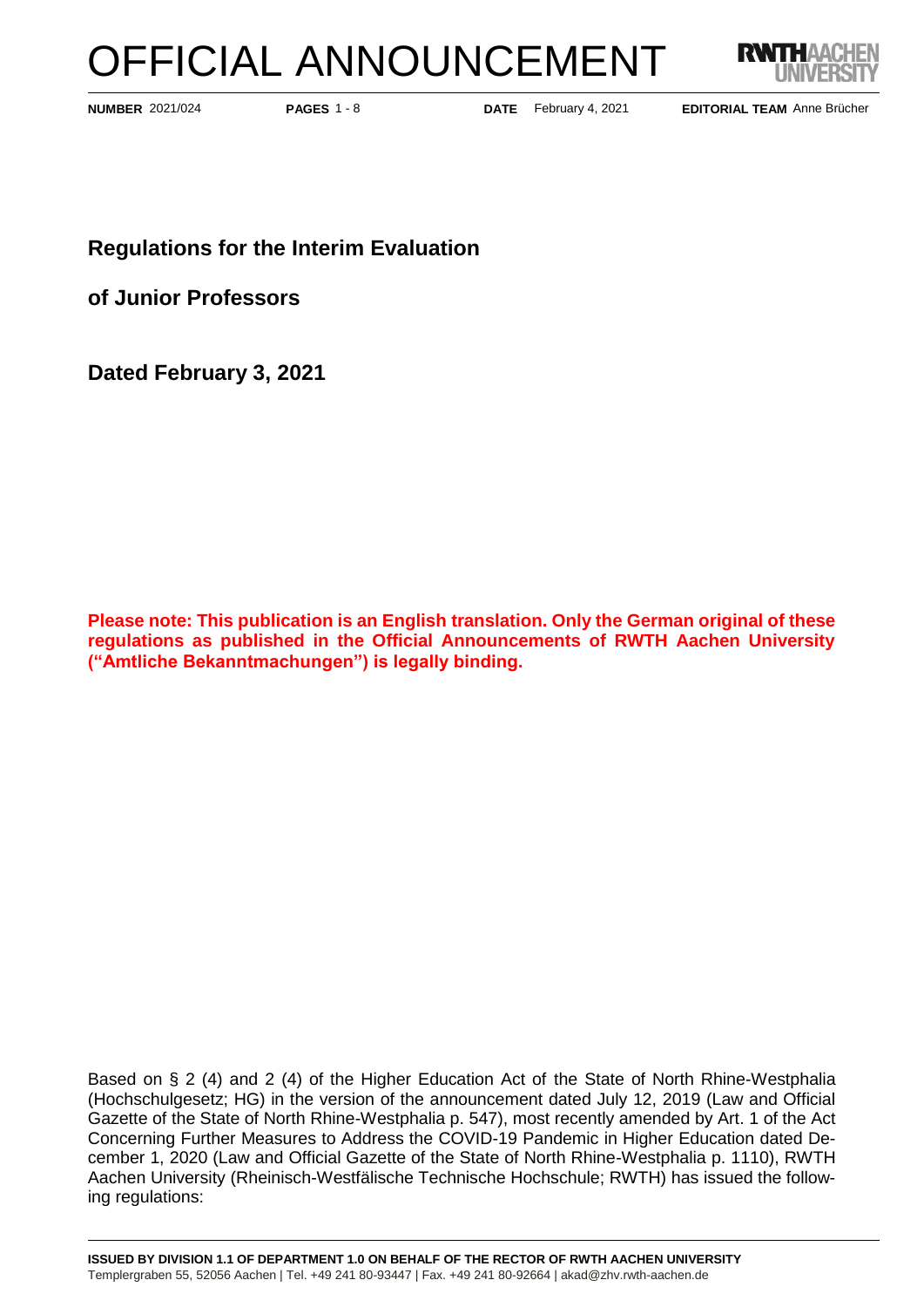# OFFICIAL ANNOUNCEMENT

**NUMBER** 2021/024 **PAGES** 1 - 8 **DATE** February 4, 2021 **EDITORIAL TEAM** Anne Brücher

## Regulations for the Interim Evaluation

## of Junior Professors

## Dated February 3, 2021

**Please note: This publication is an English translation. Only the German original of these regulations as published in the Official Announcements of RWTH Aachen University ("Amtliche Bekanntmachungen") is legally binding.**

Based on § 2 (4) and 2 (4) of the Higher Education Act of the State of North Rhine-Westphalia (Hochschulgesetz; HG) in the version of the announcement dated July 12, 2019 (Law and Official Gazette of the State of North Rhine-Westphalia p. 547), most recently amended by Art. 1 of the Act Concerning Further Measures to Address the COVID-19 Pandemic in Higher Education dated December 1, 2020 (Law and Official Gazette of the State of North Rhine-Westphalia p. 1110), RWTH Aachen University (Rheinisch-Westfälische Technische Hochschule; RWTH) has issued the following regulations:

**ISSUED BY DIVISION 1.1 OF DEPARTMENT 1.0 ON BEHALF OF THE RECTOR OF RWTH AACHEN UNIVERSITY**
Templergraben 55, 52056 Aachen | Tel. +49 241 80-93447 | Fax. +49 241 80-92664 | akad@zhv.rwth-aachen.de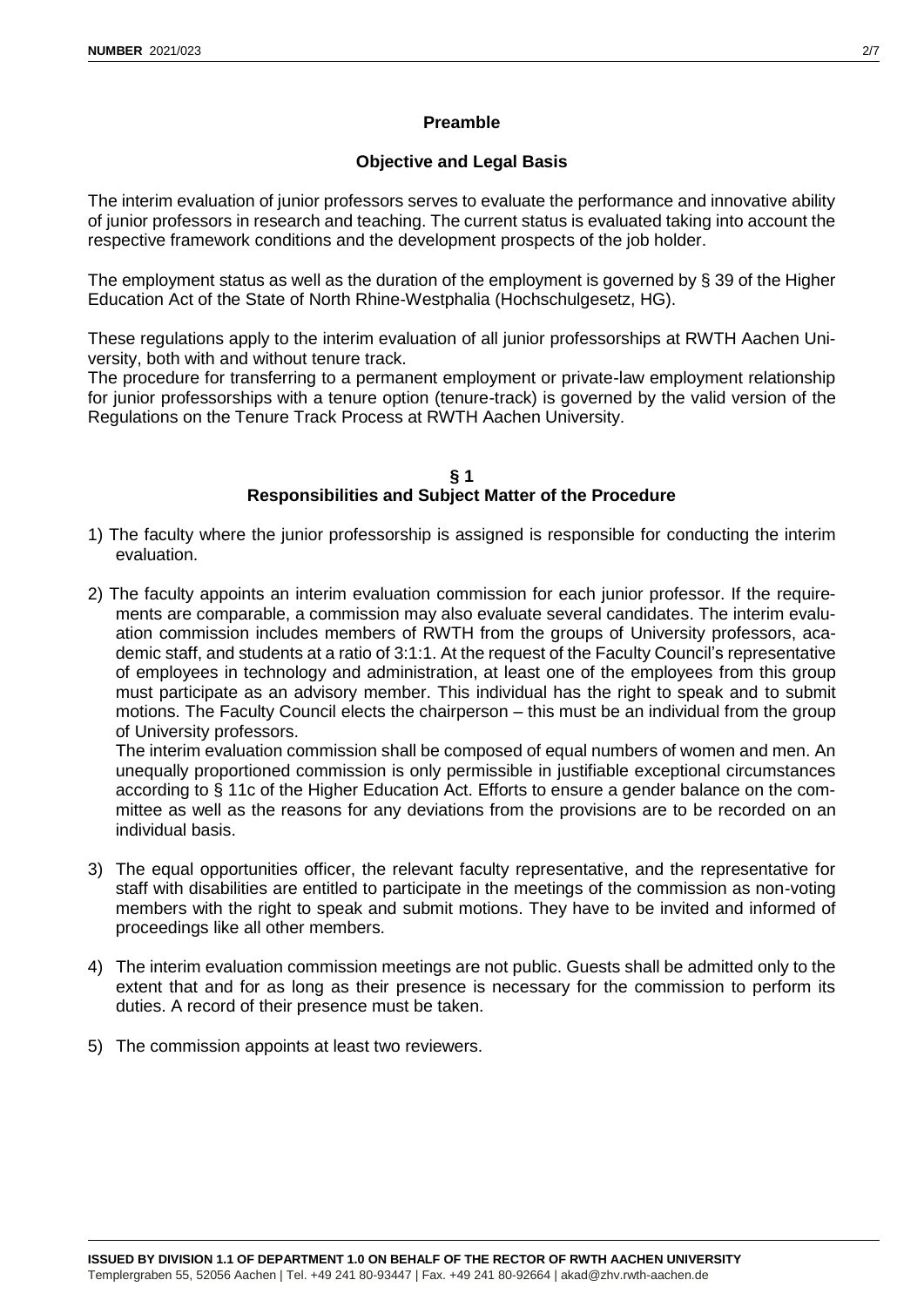## Preamble

## Objective and Legal Basis

The interim evaluation of junior professors serves to evaluate the performance and innovative ability of junior professors in research and teaching. The current status is evaluated taking into account the respective framework conditions and the development prospects of the job holder.

The employment status as well as the duration of the employment is governed by § 39 of the Higher Education Act of the State of North Rhine-Westphalia (Hochschulgesetz, HG).

These regulations apply to the interim evaluation of all junior professorships at RWTH Aachen University, both with and without tenure track.

The procedure for transferring to a permanent employment or private-law employment relationship for junior professorships with a tenure option (tenure-track) is governed by the valid version of the Regulations on the Tenure Track Process at RWTH Aachen University.

## § 1
## Responsibilities and Subject Matter of the Procedure

1) The faculty where the junior professorship is assigned is responsible for conducting the interim evaluation.

2) The faculty appoints an interim evaluation commission for each junior professor. If the requirements are comparable, a commission may also evaluate several candidates. The interim evaluation commission includes members of RWTH from the groups of University professors, academic staff, and students at a ratio of 3:1:1. At the request of the Faculty Council's representative of employees in technology and administration, at least one of the employees from this group must participate as an advisory member. This individual has the right to speak and to submit motions. The Faculty Council elects the chairperson – this must be an individual from the group of University professors.
   The interim evaluation commission shall be composed of equal numbers of women and men. An unequally proportioned commission is only permissible in justifiable exceptional circumstances according to § 11c of the Higher Education Act. Efforts to ensure a gender balance on the committee as well as the reasons for any deviations from the provisions are to be recorded on an individual basis.

3) The equal opportunities officer, the relevant faculty representative, and the representative for staff with disabilities are entitled to participate in the meetings of the commission as non-voting members with the right to speak and submit motions. They have to be invited and informed of proceedings like all other members.

4) The interim evaluation commission meetings are not public. Guests shall be admitted only to the extent that and for as long as their presence is necessary for the commission to perform its duties. A record of their presence must be taken.

5) The commission appoints at least two reviewers.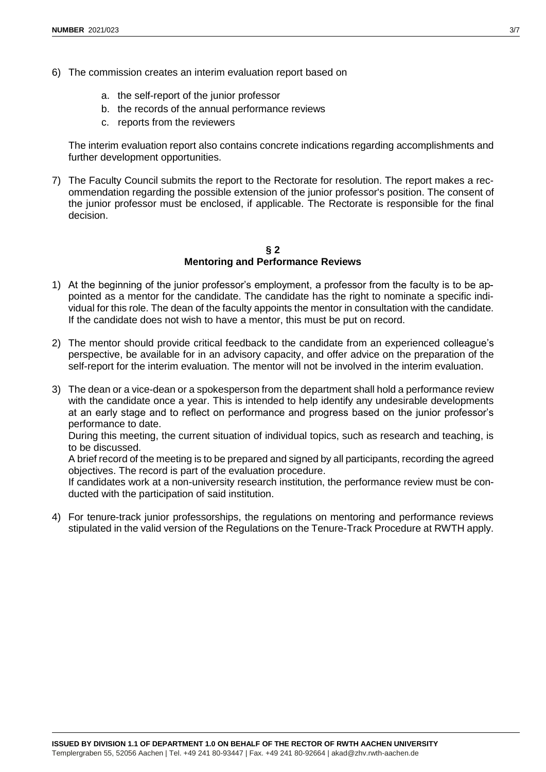6) The commission creates an interim evaluation report based on

    a. the self-report of the junior professor
    b. the records of the annual performance reviews
    c. reports from the reviewers

    The interim evaluation report also contains concrete indications regarding accomplishments and further development opportunities.

7) The Faculty Council submits the report to the Rectorate for resolution. The report makes a recommendation regarding the possible extension of the junior professor's position. The consent of the junior professor must be enclosed, if applicable. The Rectorate is responsible for the final decision.

## § 2
## Mentoring and Performance Reviews

1) At the beginning of the junior professor's employment, a professor from the faculty is to be appointed as a mentor for the candidate. The candidate has the right to nominate a specific individual for this role. The dean of the faculty appoints the mentor in consultation with the candidate. If the candidate does not wish to have a mentor, this must be put on record.

2) The mentor should provide critical feedback to the candidate from an experienced colleague's perspective, be available for in an advisory capacity, and offer advice on the preparation of the self-report for the interim evaluation. The mentor will not be involved in the interim evaluation.

3) The dean or a vice-dean or a spokesperson from the department shall hold a performance review with the candidate once a year. This is intended to help identify any undesirable developments at an early stage and to reflect on performance and progress based on the junior professor's performance to date.
    During this meeting, the current situation of individual topics, such as research and teaching, is to be discussed.
    A brief record of the meeting is to be prepared and signed by all participants, recording the agreed objectives. The record is part of the evaluation procedure.
    If candidates work at a non-university research institution, the performance review must be conducted with the participation of said institution.

4) For tenure-track junior professorships, the regulations on mentoring and performance reviews stipulated in the valid version of the Regulations on the Tenure-Track Procedure at RWTH apply.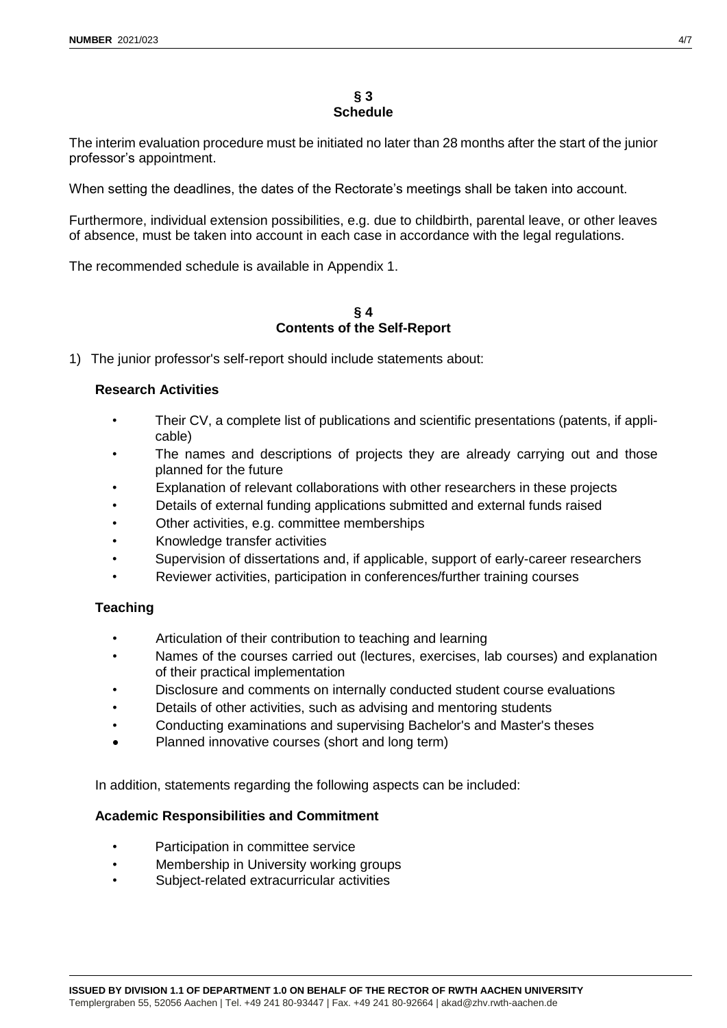## § 3
## Schedule

The interim evaluation procedure must be initiated no later than 28 months after the start of the junior professor's appointment.

When setting the deadlines, the dates of the Rectorate's meetings shall be taken into account.

Furthermore, individual extension possibilities, e.g. due to childbirth, parental leave, or other leaves of absence, must be taken into account in each case in accordance with the legal regulations.

The recommended schedule is available in Appendix 1.

## § 4
## Contents of the Self-Report

1) The junior professor's self-report should include statements about:

**Research Activities**

- Their CV, a complete list of publications and scientific presentations (patents, if applicable)
- The names and descriptions of projects they are already carrying out and those planned for the future
- Explanation of relevant collaborations with other researchers in these projects
- Details of external funding applications submitted and external funds raised
- Other activities, e.g. committee memberships
- Knowledge transfer activities
- Supervision of dissertations and, if applicable, support of early-career researchers
- Reviewer activities, participation in conferences/further training courses

**Teaching**

- Articulation of their contribution to teaching and learning
- Names of the courses carried out (lectures, exercises, lab courses) and explanation of their practical implementation
- Disclosure and comments on internally conducted student course evaluations
- Details of other activities, such as advising and mentoring students
- Conducting examinations and supervising Bachelor's and Master's theses
- Planned innovative courses (short and long term)

In addition, statements regarding the following aspects can be included:

**Academic Responsibilities and Commitment**

- Participation in committee service
- Membership in University working groups
- Subject-related extracurricular activities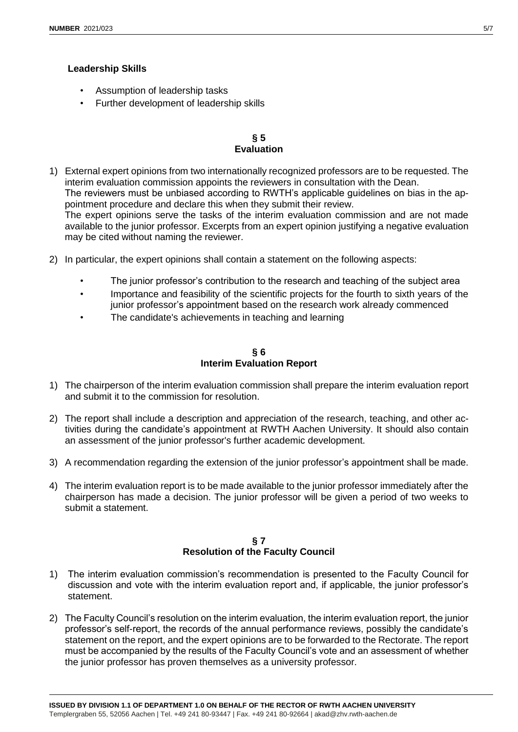**Leadership Skills**

- Assumption of leadership tasks
- Further development of leadership skills

## § 5
## Evaluation

1) External expert opinions from two internationally recognized professors are to be requested. The interim evaluation commission appoints the reviewers in consultation with the Dean.
The reviewers must be unbiased according to RWTH's applicable guidelines on bias in the appointment procedure and declare this when they submit their review.
The expert opinions serve the tasks of the interim evaluation commission and are not made available to the junior professor. Excerpts from an expert opinion justifying a negative evaluation may be cited without naming the reviewer.

2) In particular, the expert opinions shall contain a statement on the following aspects:

   - The junior professor's contribution to the research and teaching of the subject area
   - Importance and feasibility of the scientific projects for the fourth to sixth years of the junior professor's appointment based on the research work already commenced
   - The candidate's achievements in teaching and learning

## § 6
## Interim Evaluation Report

1) The chairperson of the interim evaluation commission shall prepare the interim evaluation report and submit it to the commission for resolution.

2) The report shall include a description and appreciation of the research, teaching, and other activities during the candidate's appointment at RWTH Aachen University. It should also contain an assessment of the junior professor's further academic development.

3) A recommendation regarding the extension of the junior professor's appointment shall be made.

4) The interim evaluation report is to be made available to the junior professor immediately after the chairperson has made a decision. The junior professor will be given a period of two weeks to submit a statement.

## § 7
## Resolution of the Faculty Council

1) The interim evaluation commission's recommendation is presented to the Faculty Council for discussion and vote with the interim evaluation report and, if applicable, the junior professor's statement.

2) The Faculty Council's resolution on the interim evaluation, the interim evaluation report, the junior professor's self-report, the records of the annual performance reviews, possibly the candidate's statement on the report, and the expert opinions are to be forwarded to the Rectorate. The report must be accompanied by the results of the Faculty Council's vote and an assessment of whether the junior professor has proven themselves as a university professor.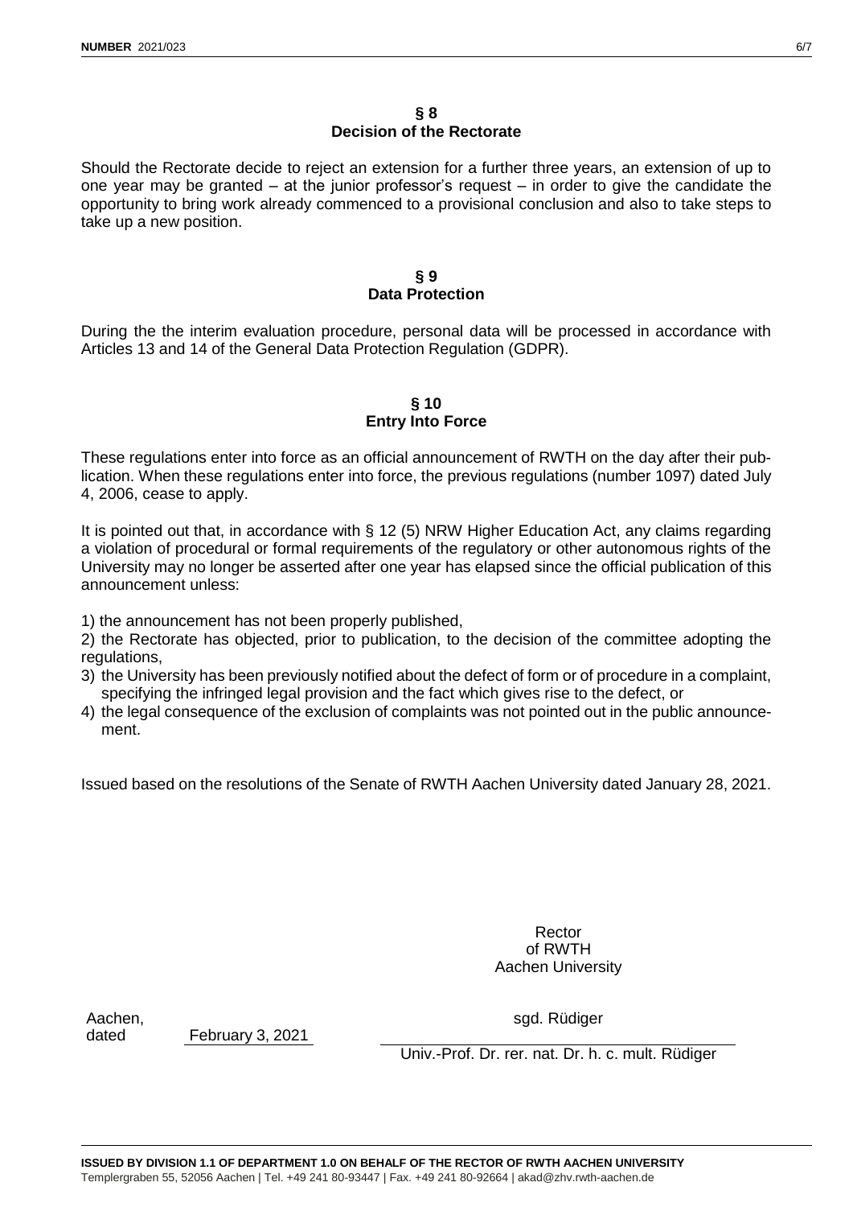## § 8
## Decision of the Rectorate

Should the Rectorate decide to reject an extension for a further three years, an extension of up to one year may be granted – at the junior professor's request – in order to give the candidate the opportunity to bring work already commenced to a provisional conclusion and also to take steps to take up a new position.

## § 9
## Data Protection

During the the interim evaluation procedure, personal data will be processed in accordance with Articles 13 and 14 of the General Data Protection Regulation (GDPR).

## § 10
## Entry Into Force

These regulations enter into force as an official announcement of RWTH on the day after their publication. When these regulations enter into force, the previous regulations (number 1097) dated July 4, 2006, cease to apply.

It is pointed out that, in accordance with § 12 (5) NRW Higher Education Act, any claims regarding a violation of procedural or formal requirements of the regulatory or other autonomous rights of the University may no longer be asserted after one year has elapsed since the official publication of this announcement unless:

1) the announcement has not been properly published,
2) the Rectorate has objected, prior to publication, to the decision of the committee adopting the regulations,
3) the University has been previously notified about the defect of form or of procedure in a complaint, specifying the infringed legal provision and the fact which gives rise to the defect, or
4) the legal consequence of the exclusion of complaints was not pointed out in the public announcement.

Issued based on the resolutions of the Senate of RWTH Aachen University dated January 28, 2021.

Rector
of RWTH
Aachen University

Aachen,
dated February 3, 2021

sgd. Rüdiger

Univ.-Prof. Dr. rer. nat. Dr. h. c. mult. Rüdiger

**ISSUED BY DIVISION 1.1 OF DEPARTMENT 1.0 ON BEHALF OF THE RECTOR OF RWTH AACHEN UNIVERSITY**
Templergraben 55, 52056 Aachen | Tel. +49 241 80-93447 | Fax. +49 241 80-92664 | akad@zhv.rwth-aachen.de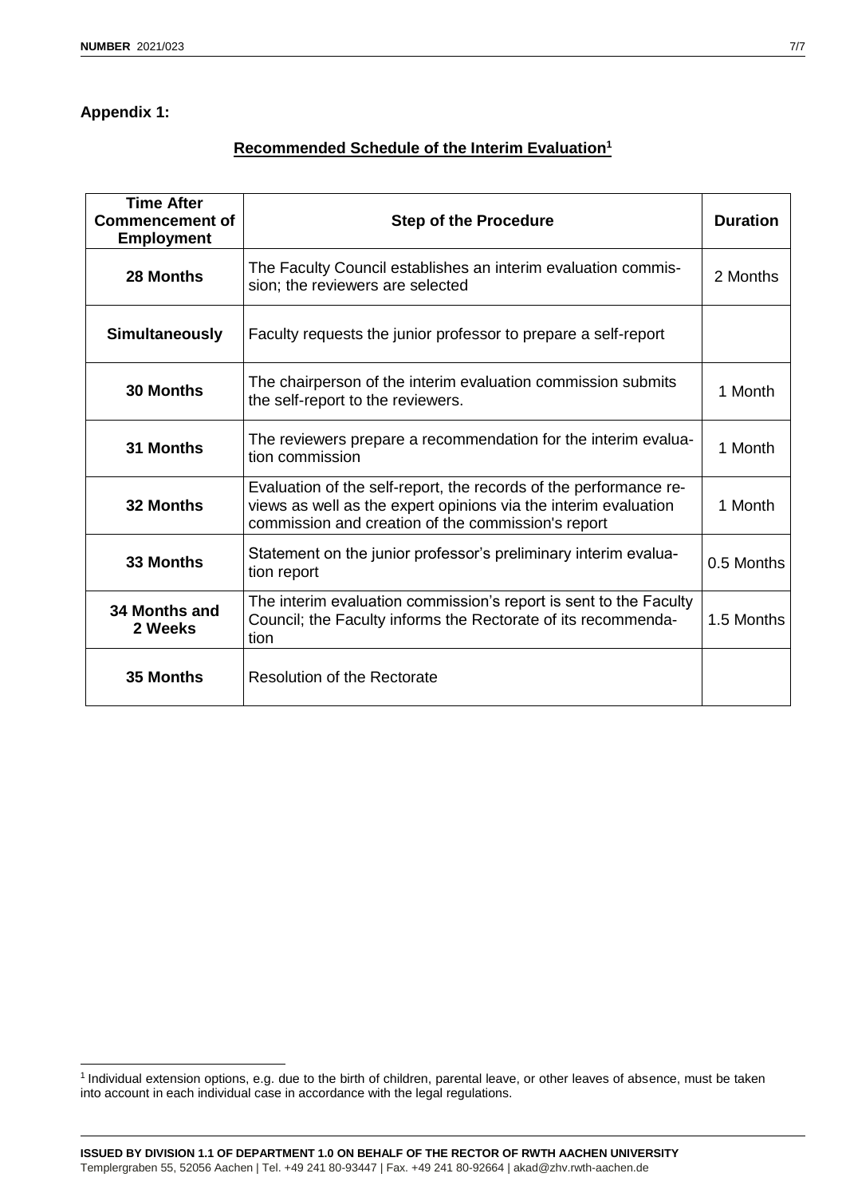**Appendix 1:**

## Recommended Schedule of the Interim Evaluation[1]

| Time After Commencement of Employment | Step of the Procedure | Duration |
|---|---|---|
| **28 Months** | The Faculty Council establishes an interim evaluation commission; the reviewers are selected | 2 Months |
| **Simultaneously** | Faculty requests the junior professor to prepare a self-report | |
| **30 Months** | The chairperson of the interim evaluation commission submits the self-report to the reviewers. | 1 Month |
| **31 Months** | The reviewers prepare a recommendation for the interim evaluation commission | 1 Month |
| **32 Months** | Evaluation of the self-report, the records of the performance reviews as well as the expert opinions via the interim evaluation commission and creation of the commission's report | 1 Month |
| **33 Months** | Statement on the junior professor's preliminary interim evaluation report | 0.5 Months |
| **34 Months and 2 Weeks** | The interim evaluation commission's report is sent to the Faculty Council; the Faculty informs the Rectorate of its recommendation | 1.5 Months |
| **35 Months** | Resolution of the Rectorate | |

[1] Individual extension options, e.g. due to the birth of children, parental leave, or other leaves of absence, must be taken into account in each individual case in accordance with the legal regulations.

**ISSUED BY DIVISION 1.1 OF DEPARTMENT 1.0 ON BEHALF OF THE RECTOR OF RWTH AACHEN UNIVERSITY**
Templergraben 55, 52056 Aachen | Tel. +49 241 80-93447 | Fax. +49 241 80-92664 | akad@zhv.rwth-aachen.de